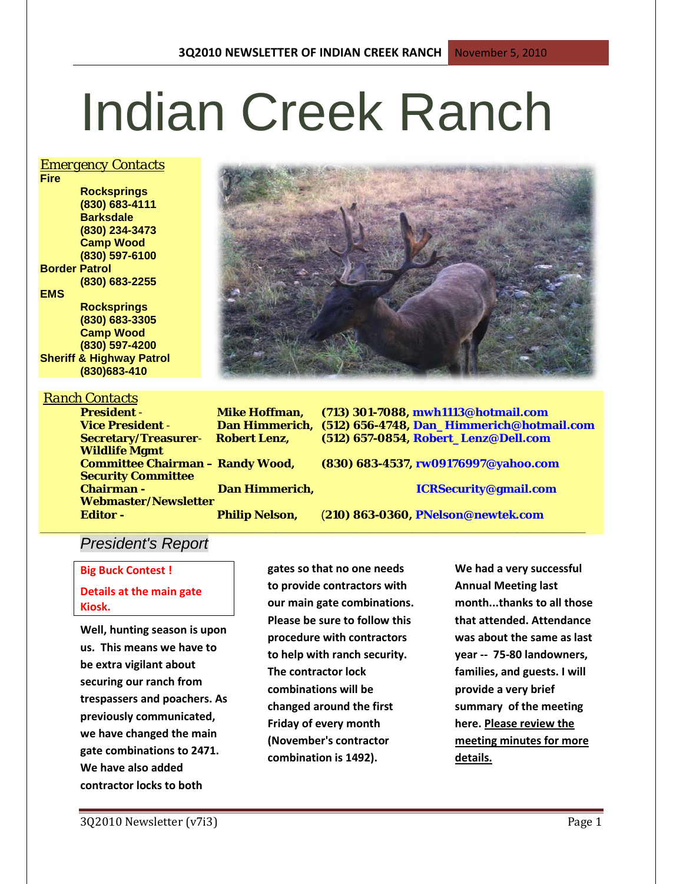# Indian Creek Ranch

## *Emergency Contacts*

**Fire**
- **Rocksprings (830) 683-4111**
- **Barksdale (830) 234-3473**
- **Camp Wood (830) 597-6100**

**Border Patrol**
- **(830) 683-2255**

**EMS**
- **Rocksprings (830) 683-3305**
- **Camp Wood (830) 597-4200**

**Sheriff & Highway Patrol**
- **(830)683-410**

## *Ranch Contacts*

| Role | Name | Contact |
|---|---|---|
| **President -** | **Mike Hoffman,** | **(713) 301-7088, mwh1113@hotmail.com** |
| **Vice President -** | **Dan Himmerich,** | **(512) 656-4748, Dan_Himmerich@hotmail.com** |
| **Secretary/Treasurer-** | **Robert Lenz,** | **(512) 657-0854, Robert_Lenz@Dell.com** |
| **Wildlife Mgmt Committee Chairman –** | **Randy Wood,** | **(830) 683-4537, rw09176997@yahoo.com** |
| **Security Committee Chairman -** | **Dan Himmerich,** | **ICRSecurity@gmail.com** |
| **Webmaster/Newsletter Editor -** | **Philip Nelson,** | **(210) 863-0360, PNelson@newtek.com** |

## *President's Report*

**Big Buck Contest !**

**Details at the main gate Kiosk.**

**Well, hunting season is upon us. This means we have to be extra vigilant about securing our ranch from trespassers and poachers. As previously communicated, we have changed the main gate combinations to 2471. We have also added contractor locks to both gates so that no one needs to provide contractors with our main gate combinations. Please be sure to follow this procedure with contractors to help with ranch security. The contractor lock combinations will be changed around the first Friday of every month (November's contractor combination is 1492).**

**We had a very successful Annual Meeting last month...thanks to all those that attended. Attendance was about the same as last year -- 75-80 landowners, families, and guests. I will provide a very brief summary of the meeting here. Please review the meeting minutes for more details.**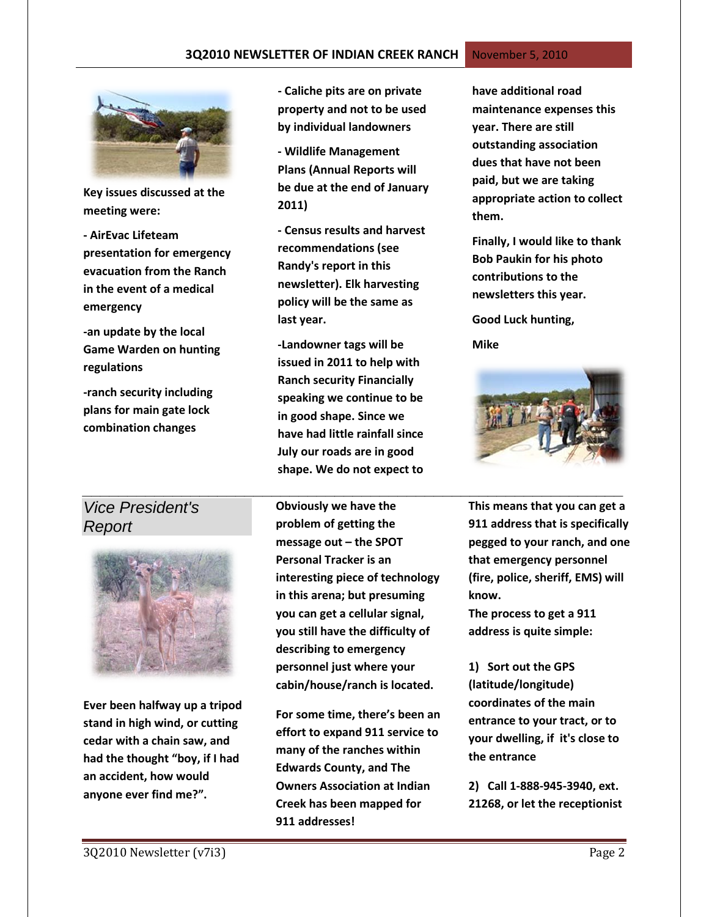Key issues discussed at the meeting were:

- AirEvac Lifeteam presentation for emergency evacuation from the Ranch in the event of a medical emergency

-an update by the local Game Warden on hunting regulations

-ranch security including plans for main gate lock combination changes

- Caliche pits are on private property and not to be used by individual landowners

- Wildlife Management Plans (Annual Reports will be due at the end of January 2011)

- Census results and harvest recommendations (see Randy's report in this newsletter). Elk harvesting policy will be the same as last year.

-Landowner tags will be issued in 2011 to help with Ranch security Financially speaking we continue to be in good shape. Since we have had little rainfall since July our roads are in good shape. We do not expect to have additional road maintenance expenses this year. There are still outstanding association dues that have not been paid, but we are taking appropriate action to collect them.

Finally, I would like to thank Bob Paukin for his photo contributions to the newsletters this year.

Good Luck hunting,

Mike

## Vice President's Report

Ever been halfway up a tripod stand in high wind, or cutting cedar with a chain saw, and had the thought "boy, if I had an accident, how would anyone ever find me?".

Obviously we have the problem of getting the message out – the SPOT Personal Tracker is an interesting piece of technology in this arena; but presuming you can get a cellular signal, you still have the difficulty of describing to emergency personnel just where your cabin/house/ranch is located.

For some time, there's been an effort to expand 911 service to many of the ranches within Edwards County, and The Owners Association at Indian Creek has been mapped for 911 addresses!

This means that you can get a 911 address that is specifically pegged to your ranch, and one that emergency personnel (fire, police, sheriff, EMS) will know.

The process to get a 911 address is quite simple:

1) Sort out the GPS (latitude/longitude) coordinates of the main entrance to your tract, or to your dwelling, if it's close to the entrance

2) Call 1-888-945-3940, ext. 21268, or let the receptionist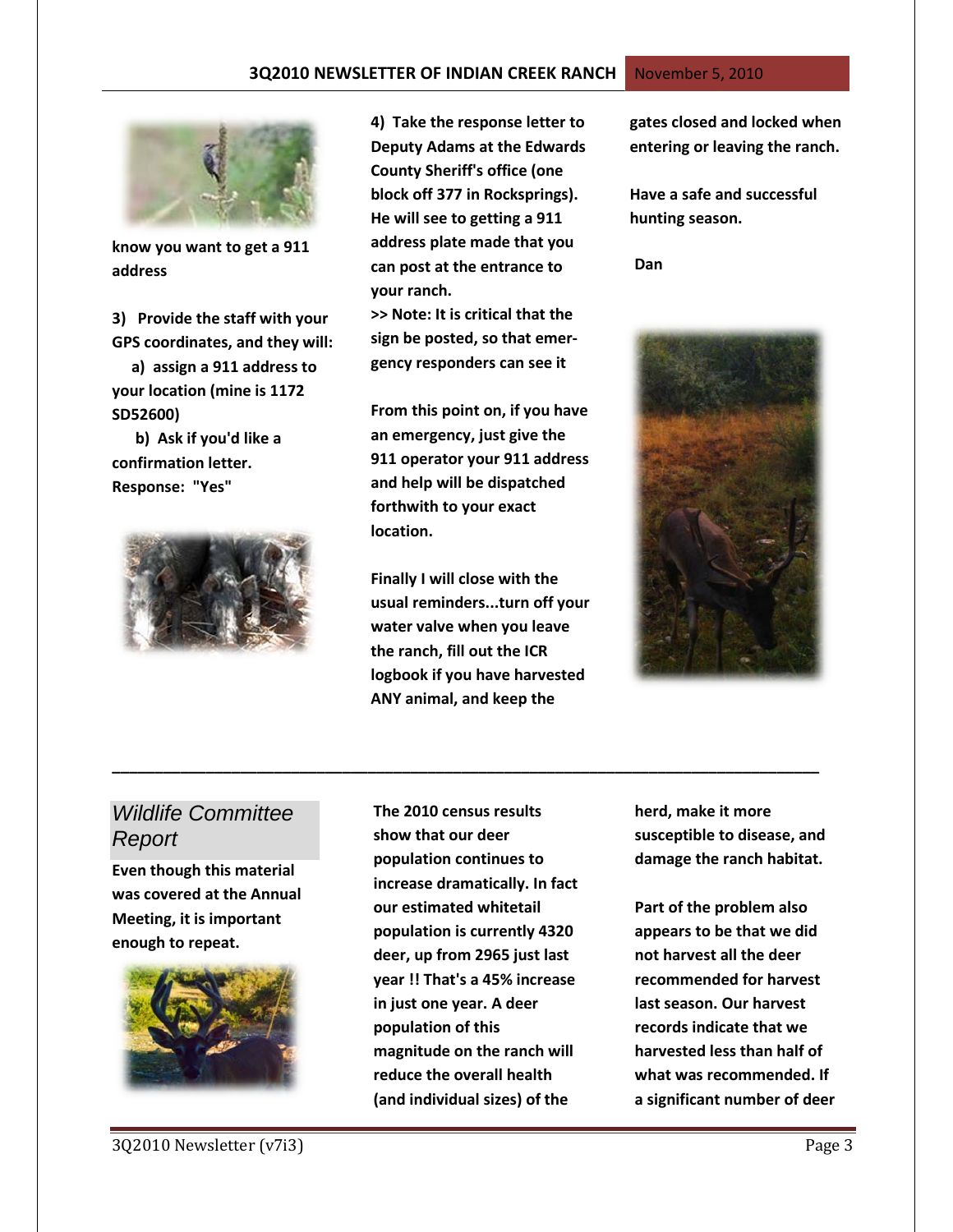know you want to get a 911 address

3) Provide the staff with your GPS coordinates, and they will:

a) assign a 911 address to your location (mine is 1172 SD52600)

b) Ask if you'd like a confirmation letter. Response: "Yes"

4) Take the response letter to Deputy Adams at the Edwards County Sheriff's office (one block off 377 in Rocksprings). He will see to getting a 911 address plate made that you can post at the entrance to your ranch.

>> Note: It is critical that the sign be posted, so that emergency responders can see it

From this point on, if you have an emergency, just give the 911 operator your 911 address and help will be dispatched forthwith to your exact location.

Finally I will close with the usual reminders...turn off your water valve when you leave the ranch, fill out the ICR logbook if you have harvested ANY animal, and keep the gates closed and locked when entering or leaving the ranch.

Have a safe and successful hunting season.

Dan

---

## *Wildlife Committee Report*

Even though this material was covered at the Annual Meeting, it is important enough to repeat.

The 2010 census results show that our deer population continues to increase dramatically. In fact our estimated whitetail population is currently 4320 deer, up from 2965 just last year !! That's a 45% increase in just one year. A deer population of this magnitude on the ranch will reduce the overall health (and individual sizes) of the herd, make it more susceptible to disease, and damage the ranch habitat.

Part of the problem also appears to be that we did not harvest all the deer recommended for harvest last season. Our harvest records indicate that we harvested less than half of what was recommended. If a significant number of deer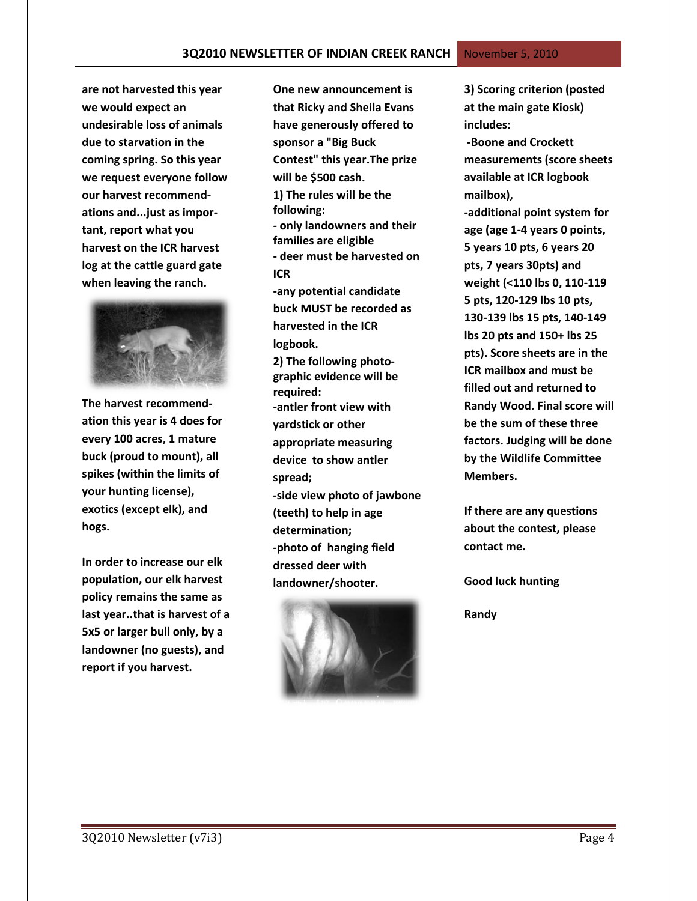**are not harvested this year we would expect an undesirable loss of animals due to starvation in the coming spring. So this year we request everyone follow our harvest recommendations and...just as important, report what you harvest on the ICR harvest log at the cattle guard gate when leaving the ranch.**

**The harvest recommendation this year is 4 does for every 100 acres, 1 mature buck (proud to mount), all spikes (within the limits of your hunting license), exotics (except elk), and hogs.**

**In order to increase our elk population, our elk harvest policy remains the same as last year..that is harvest of a 5x5 or larger bull only, by a landowner (no guests), and report if you harvest.**

**One new announcement is that Ricky and Sheila Evans have generously offered to sponsor a "Big Buck Contest" this year.The prize will be $500 cash.**

**1) The rules will be the following:**

**- only landowners and their families are eligible**

**- deer must be harvested on ICR**

**-any potential candidate buck MUST be recorded as harvested in the ICR logbook.**

**2) The following photographic evidence will be required:**

**-antler front view with yardstick or other appropriate measuring device to show antler spread;**

**-side view photo of jawbone (teeth) to help in age determination;**

**-photo of hanging field dressed deer with landowner/shooter.**

**3) Scoring criterion (posted at the main gate Kiosk) includes:**

**-Boone and Crockett measurements (score sheets available at ICR logbook mailbox),**

**-additional point system for age (age 1-4 years 0 points, 5 years 10 pts, 6 years 20 pts, 7 years 30pts) and weight (<110 lbs 0, 110-119 5 pts, 120-129 lbs 10 pts, 130-139 lbs 15 pts, 140-149 lbs 20 pts and 150+ lbs 25 pts). Score sheets are in the ICR mailbox and must be filled out and returned to Randy Wood. Final score will be the sum of these three factors. Judging will be done by the Wildlife Committee Members.**

**If there are any questions about the contest, please contact me.**

**Good luck hunting**

**Randy**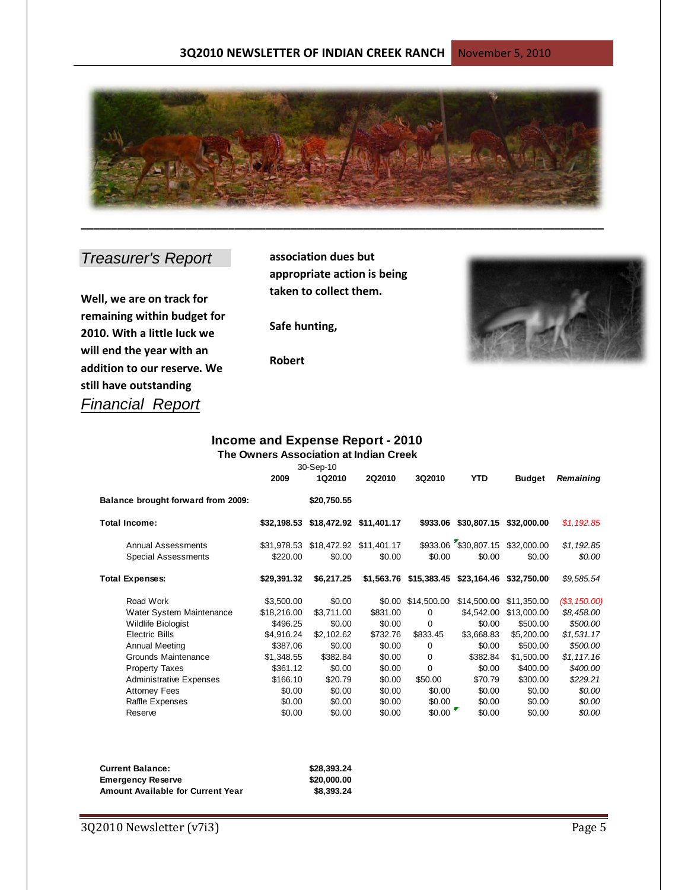## Treasurer's Report

**Well, we are on track for remaining within budget for 2010. With a little luck we will end the year with an addition to our reserve. We still have outstanding association dues but appropriate action is being taken to collect them.**

**Safe hunting,**

**Robert**

## Financial Report

### Income and Expense Report - 2010

**The Owners Association at Indian Creek**

30-Sep-10

| | 2009 | 1Q2010 | 2Q2010 | 3Q2010 | YTD | Budget | *Remaining* |
|---|---|---|---|---|---|---|---|
| **Balance brought forward from 2009:** | | **$20,750.55** | | | | | |
| **Total Income:** | **$32,198.53** | **$18,472.92** | **$11,401.17** | **$933.06** | **$30,807.15** | **$32,000.00** | *$1,192.85* |
| Annual Assessments | $31,978.53 | $18,472.92 | $11,401.17 | $933.06 | $30,807.15 | $32,000.00 | *$1,192.85* |
| Special Assessments | $220.00 | $0.00 | $0.00 | $0.00 | $0.00 | $0.00 | *$0.00* |
| **Total Expenses:** | **$29,391.32** | **$6,217.25** | **$1,563.76** | **$15,383.45** | **$23,164.46** | **$32,750.00** | *$9,585.54* |
| Road Work | $3,500.00 | $0.00 | $0.00 | $14,500.00 | $14,500.00 | $11,350.00 | *($3,150.00)* |
| Water System Maintenance | $18,216.00 | $3,711.00 | $831.00 | 0 | $4,542.00 | $13,000.00 | *$8,458.00* |
| Wildlife Biologist | $496.25 | $0.00 | $0.00 | 0 | $0.00 | $500.00 | *$500.00* |
| Electric Bills | $4,916.24 | $2,102.62 | $732.76 | $833.45 | $3,668.83 | $5,200.00 | *$1,531.17* |
| Annual Meeting | $387.06 | $0.00 | $0.00 | 0 | $0.00 | $500.00 | *$500.00* |
| Grounds Maintenance | $1,348.55 | $382.84 | $0.00 | 0 | $382.84 | $1,500.00 | *$1,117.16* |
| Property Taxes | $361.12 | $0.00 | $0.00 | 0 | $0.00 | $400.00 | *$400.00* |
| Administrative Expenses | $166.10 | $20.79 | $0.00 | $50.00 | $70.79 | $300.00 | *$229.21* |
| Attorney Fees | $0.00 | $0.00 | $0.00 | $0.00 | $0.00 | $0.00 | *$0.00* |
| Raffle Expenses | $0.00 | $0.00 | $0.00 | $0.00 | $0.00 | $0.00 | *$0.00* |
| Reserve | $0.00 | $0.00 | $0.00 | $0.00 | $0.00 | $0.00 | *$0.00* |

| | |
|---|---|
| **Current Balance:** | **$28,393.24** |
| **Emergency Reserve** | **$20,000.00** |
| **Amount Available for Current Year** | **$8,393.24** |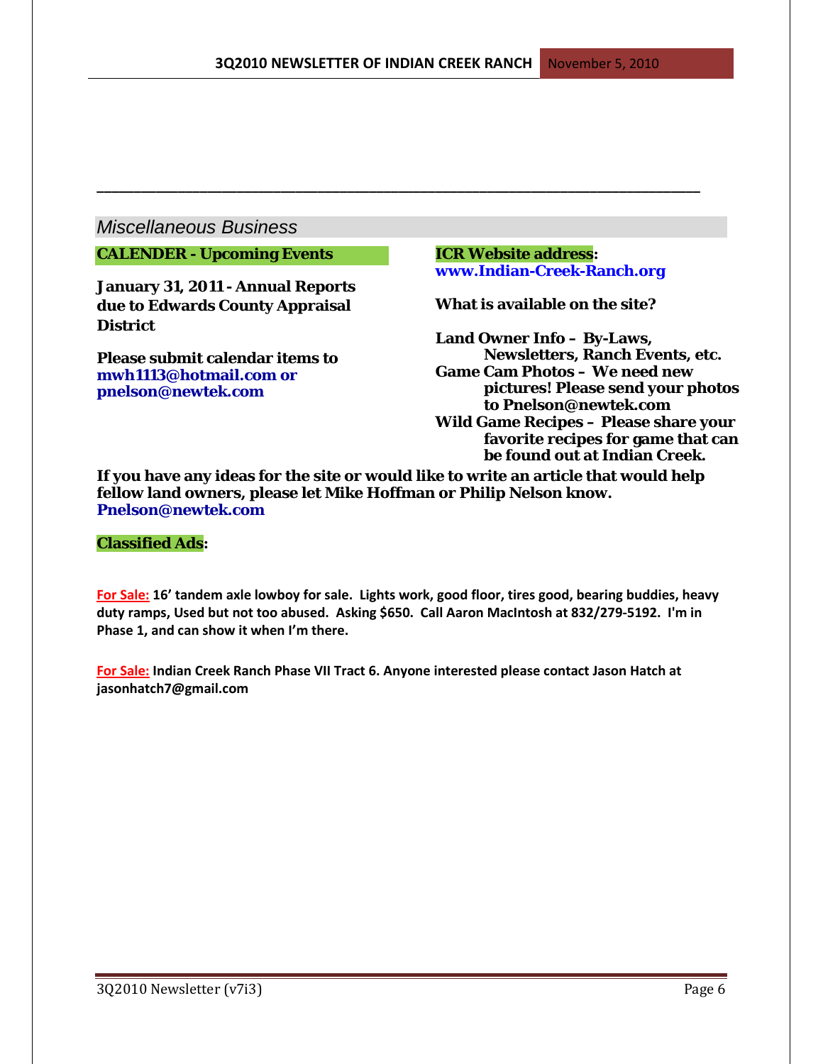## *Miscellaneous Business*

**CALENDER - Upcoming Events**

**January 31, 2011 - Annual Reports due to Edwards County Appraisal District**

**Please submit calendar items to mwh1113@hotmail.com or pnelson@newtek.com**

**ICR Website address: www.Indian-Creek-Ranch.org**

**What is available on the site?**

**Land Owner Info – By-Laws, Newsletters, Ranch Events, etc.**
**Game Cam Photos – We need new pictures! Please send your photos to Pnelson@newtek.com**
**Wild Game Recipes – Please share your favorite recipes for game that can be found out at Indian Creek.**

**If you have any ideas for the site or would like to write an article that would help fellow land owners, please let Mike Hoffman or Philip Nelson know. Pnelson@newtek.com**

**Classified Ads:**

**For Sale:** **16' tandem axle lowboy for sale. Lights work, good floor, tires good, bearing buddies, heavy duty ramps, Used but not too abused. Asking $650. Call Aaron MacIntosh at 832/279-5192. I'm in Phase 1, and can show it when I'm there.**

**For Sale:** **Indian Creek Ranch Phase VII Tract 6. Anyone interested please contact Jason Hatch at jasonhatch7@gmail.com**